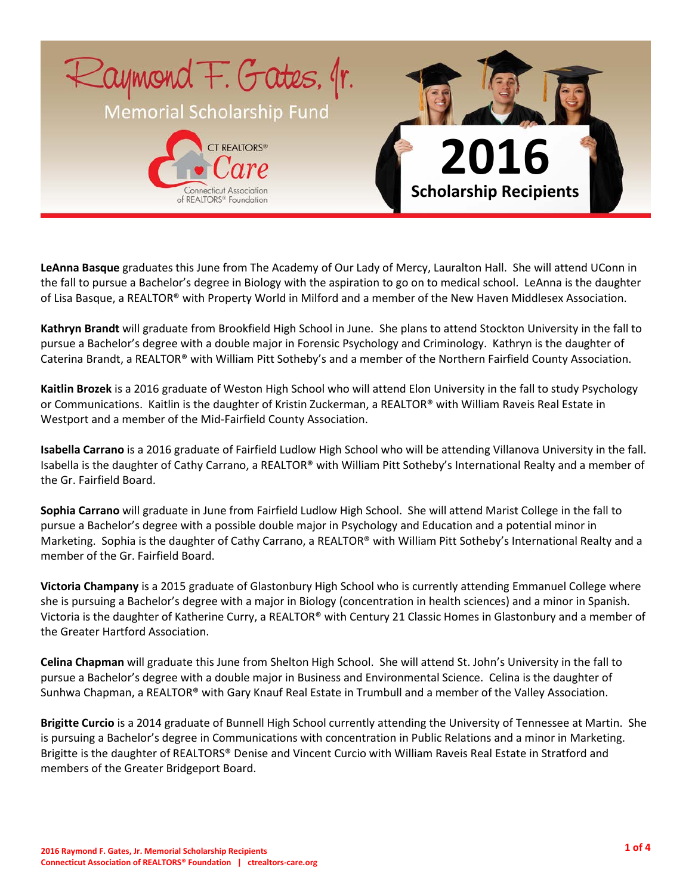# Raymond F. Gates, Jr. Memorial Scholarship Fund

CT REALTORS® Care — Connecticut Association of REALTORS® Foundation

## 2016 Scholarship Recipients

**LeAnna Basque** graduates this June from The Academy of Our Lady of Mercy, Lauralton Hall. She will attend UConn in the fall to pursue a Bachelor's degree in Biology with the aspiration to go on to medical school. LeAnna is the daughter of Lisa Basque, a REALTOR® with Property World in Milford and a member of the New Haven Middlesex Association.

**Kathryn Brandt** will graduate from Brookfield High School in June. She plans to attend Stockton University in the fall to pursue a Bachelor's degree with a double major in Forensic Psychology and Criminology. Kathryn is the daughter of Caterina Brandt, a REALTOR® with William Pitt Sotheby's and a member of the Northern Fairfield County Association.

**Kaitlin Brozek** is a 2016 graduate of Weston High School who will attend Elon University in the fall to study Psychology or Communications. Kaitlin is the daughter of Kristin Zuckerman, a REALTOR® with William Raveis Real Estate in Westport and a member of the Mid-Fairfield County Association.

**Isabella Carrano** is a 2016 graduate of Fairfield Ludlow High School who will be attending Villanova University in the fall. Isabella is the daughter of Cathy Carrano, a REALTOR® with William Pitt Sotheby's International Realty and a member of the Gr. Fairfield Board.

**Sophia Carrano** will graduate in June from Fairfield Ludlow High School. She will attend Marist College in the fall to pursue a Bachelor's degree with a possible double major in Psychology and Education and a potential minor in Marketing. Sophia is the daughter of Cathy Carrano, a REALTOR® with William Pitt Sotheby's International Realty and a member of the Gr. Fairfield Board.

**Victoria Champany** is a 2015 graduate of Glastonbury High School who is currently attending Emmanuel College where she is pursuing a Bachelor's degree with a major in Biology (concentration in health sciences) and a minor in Spanish. Victoria is the daughter of Katherine Curry, a REALTOR® with Century 21 Classic Homes in Glastonbury and a member of the Greater Hartford Association.

**Celina Chapman** will graduate this June from Shelton High School. She will attend St. John's University in the fall to pursue a Bachelor's degree with a double major in Business and Environmental Science. Celina is the daughter of Sunhwa Chapman, a REALTOR® with Gary Knauf Real Estate in Trumbull and a member of the Valley Association.

**Brigitte Curcio** is a 2014 graduate of Bunnell High School currently attending the University of Tennessee at Martin. She is pursuing a Bachelor's degree in Communications with concentration in Public Relations and a minor in Marketing. Brigitte is the daughter of REALTORS® Denise and Vincent Curcio with William Raveis Real Estate in Stratford and members of the Greater Bridgeport Board.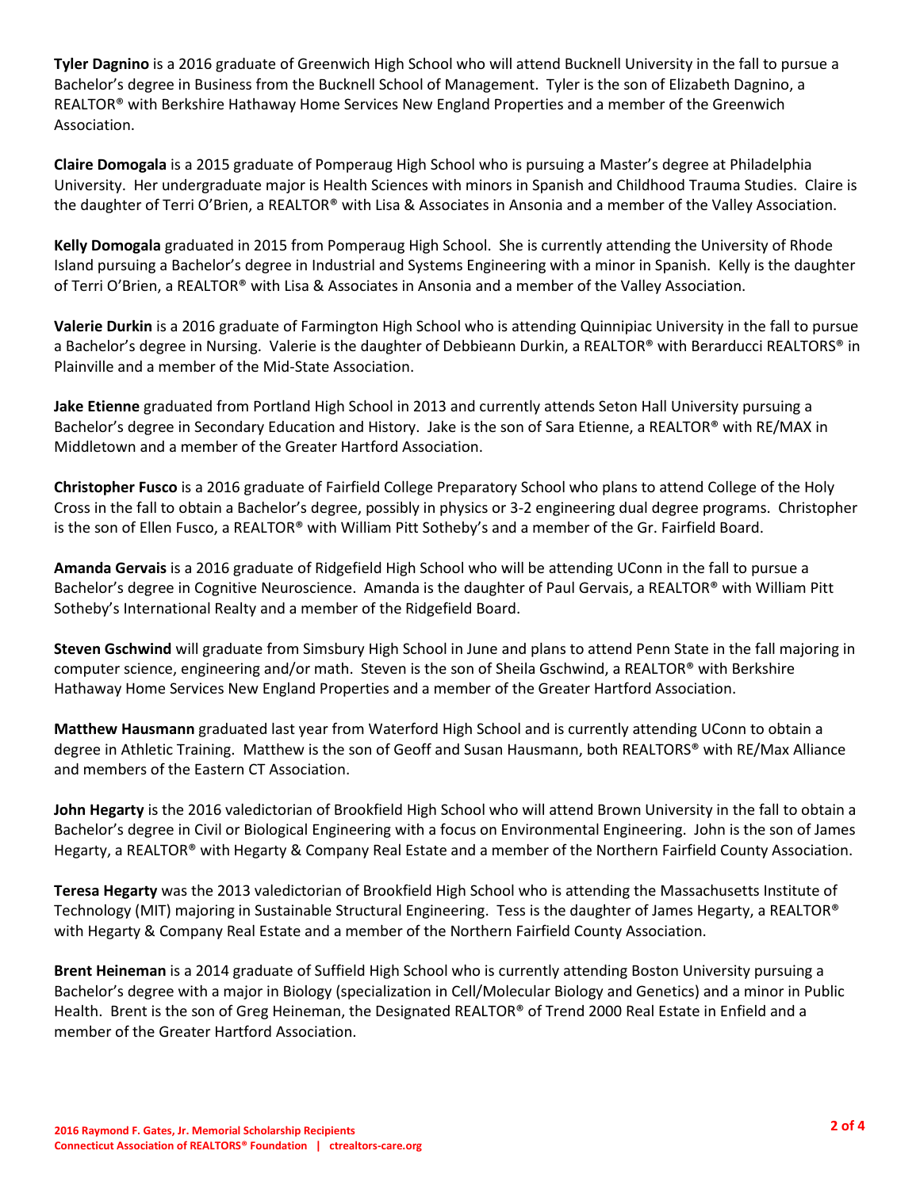**Tyler Dagnino** is a 2016 graduate of Greenwich High School who will attend Bucknell University in the fall to pursue a Bachelor's degree in Business from the Bucknell School of Management. Tyler is the son of Elizabeth Dagnino, a REALTOR® with Berkshire Hathaway Home Services New England Properties and a member of the Greenwich Association.

**Claire Domogala** is a 2015 graduate of Pomperaug High School who is pursuing a Master's degree at Philadelphia University. Her undergraduate major is Health Sciences with minors in Spanish and Childhood Trauma Studies. Claire is the daughter of Terri O'Brien, a REALTOR® with Lisa & Associates in Ansonia and a member of the Valley Association.

**Kelly Domogala** graduated in 2015 from Pomperaug High School. She is currently attending the University of Rhode Island pursuing a Bachelor's degree in Industrial and Systems Engineering with a minor in Spanish. Kelly is the daughter of Terri O'Brien, a REALTOR® with Lisa & Associates in Ansonia and a member of the Valley Association.

**Valerie Durkin** is a 2016 graduate of Farmington High School who is attending Quinnipiac University in the fall to pursue a Bachelor's degree in Nursing. Valerie is the daughter of Debbieann Durkin, a REALTOR® with Berarducci REALTORS® in Plainville and a member of the Mid-State Association.

**Jake Etienne** graduated from Portland High School in 2013 and currently attends Seton Hall University pursuing a Bachelor's degree in Secondary Education and History. Jake is the son of Sara Etienne, a REALTOR® with RE/MAX in Middletown and a member of the Greater Hartford Association.

**Christopher Fusco** is a 2016 graduate of Fairfield College Preparatory School who plans to attend College of the Holy Cross in the fall to obtain a Bachelor's degree, possibly in physics or 3-2 engineering dual degree programs. Christopher is the son of Ellen Fusco, a REALTOR® with William Pitt Sotheby's and a member of the Gr. Fairfield Board.

**Amanda Gervais** is a 2016 graduate of Ridgefield High School who will be attending UConn in the fall to pursue a Bachelor's degree in Cognitive Neuroscience. Amanda is the daughter of Paul Gervais, a REALTOR® with William Pitt Sotheby's International Realty and a member of the Ridgefield Board.

**Steven Gschwind** will graduate from Simsbury High School in June and plans to attend Penn State in the fall majoring in computer science, engineering and/or math. Steven is the son of Sheila Gschwind, a REALTOR® with Berkshire Hathaway Home Services New England Properties and a member of the Greater Hartford Association.

**Matthew Hausmann** graduated last year from Waterford High School and is currently attending UConn to obtain a degree in Athletic Training. Matthew is the son of Geoff and Susan Hausmann, both REALTORS® with RE/Max Alliance and members of the Eastern CT Association.

**John Hegarty** is the 2016 valedictorian of Brookfield High School who will attend Brown University in the fall to obtain a Bachelor's degree in Civil or Biological Engineering with a focus on Environmental Engineering. John is the son of James Hegarty, a REALTOR® with Hegarty & Company Real Estate and a member of the Northern Fairfield County Association.

**Teresa Hegarty** was the 2013 valedictorian of Brookfield High School who is attending the Massachusetts Institute of Technology (MIT) majoring in Sustainable Structural Engineering. Tess is the daughter of James Hegarty, a REALTOR® with Hegarty & Company Real Estate and a member of the Northern Fairfield County Association.

**Brent Heineman** is a 2014 graduate of Suffield High School who is currently attending Boston University pursuing a Bachelor's degree with a major in Biology (specialization in Cell/Molecular Biology and Genetics) and a minor in Public Health. Brent is the son of Greg Heineman, the Designated REALTOR® of Trend 2000 Real Estate in Enfield and a member of the Greater Hartford Association.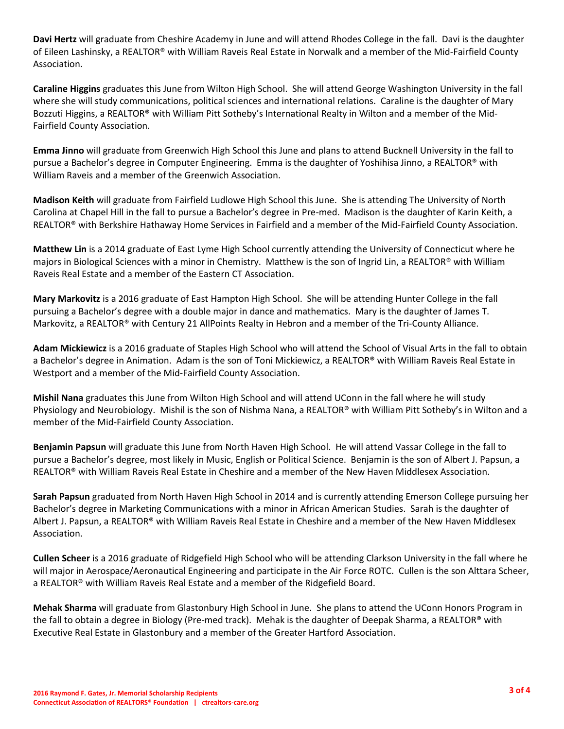**Davi Hertz** will graduate from Cheshire Academy in June and will attend Rhodes College in the fall. Davi is the daughter of Eileen Lashinsky, a REALTOR® with William Raveis Real Estate in Norwalk and a member of the Mid-Fairfield County Association.

**Caraline Higgins** graduates this June from Wilton High School. She will attend George Washington University in the fall where she will study communications, political sciences and international relations. Caraline is the daughter of Mary Bozzuti Higgins, a REALTOR® with William Pitt Sotheby's International Realty in Wilton and a member of the Mid-Fairfield County Association.

**Emma Jinno** will graduate from Greenwich High School this June and plans to attend Bucknell University in the fall to pursue a Bachelor's degree in Computer Engineering. Emma is the daughter of Yoshihisa Jinno, a REALTOR® with William Raveis and a member of the Greenwich Association.

**Madison Keith** will graduate from Fairfield Ludlowe High School this June. She is attending The University of North Carolina at Chapel Hill in the fall to pursue a Bachelor's degree in Pre-med. Madison is the daughter of Karin Keith, a REALTOR® with Berkshire Hathaway Home Services in Fairfield and a member of the Mid-Fairfield County Association.

**Matthew Lin** is a 2014 graduate of East Lyme High School currently attending the University of Connecticut where he majors in Biological Sciences with a minor in Chemistry. Matthew is the son of Ingrid Lin, a REALTOR® with William Raveis Real Estate and a member of the Eastern CT Association.

**Mary Markovitz** is a 2016 graduate of East Hampton High School. She will be attending Hunter College in the fall pursuing a Bachelor's degree with a double major in dance and mathematics. Mary is the daughter of James T. Markovitz, a REALTOR® with Century 21 AllPoints Realty in Hebron and a member of the Tri-County Alliance.

**Adam Mickiewicz** is a 2016 graduate of Staples High School who will attend the School of Visual Arts in the fall to obtain a Bachelor's degree in Animation. Adam is the son of Toni Mickiewicz, a REALTOR® with William Raveis Real Estate in Westport and a member of the Mid-Fairfield County Association.

**Mishil Nana** graduates this June from Wilton High School and will attend UConn in the fall where he will study Physiology and Neurobiology. Mishil is the son of Nishma Nana, a REALTOR® with William Pitt Sotheby's in Wilton and a member of the Mid-Fairfield County Association.

**Benjamin Papsun** will graduate this June from North Haven High School. He will attend Vassar College in the fall to pursue a Bachelor's degree, most likely in Music, English or Political Science. Benjamin is the son of Albert J. Papsun, a REALTOR® with William Raveis Real Estate in Cheshire and a member of the New Haven Middlesex Association.

**Sarah Papsun** graduated from North Haven High School in 2014 and is currently attending Emerson College pursuing her Bachelor's degree in Marketing Communications with a minor in African American Studies. Sarah is the daughter of Albert J. Papsun, a REALTOR® with William Raveis Real Estate in Cheshire and a member of the New Haven Middlesex Association.

**Cullen Scheer** is a 2016 graduate of Ridgefield High School who will be attending Clarkson University in the fall where he will major in Aerospace/Aeronautical Engineering and participate in the Air Force ROTC. Cullen is the son Alttara Scheer, a REALTOR® with William Raveis Real Estate and a member of the Ridgefield Board.

**Mehak Sharma** will graduate from Glastonbury High School in June. She plans to attend the UConn Honors Program in the fall to obtain a degree in Biology (Pre-med track). Mehak is the daughter of Deepak Sharma, a REALTOR® with Executive Real Estate in Glastonbury and a member of the Greater Hartford Association.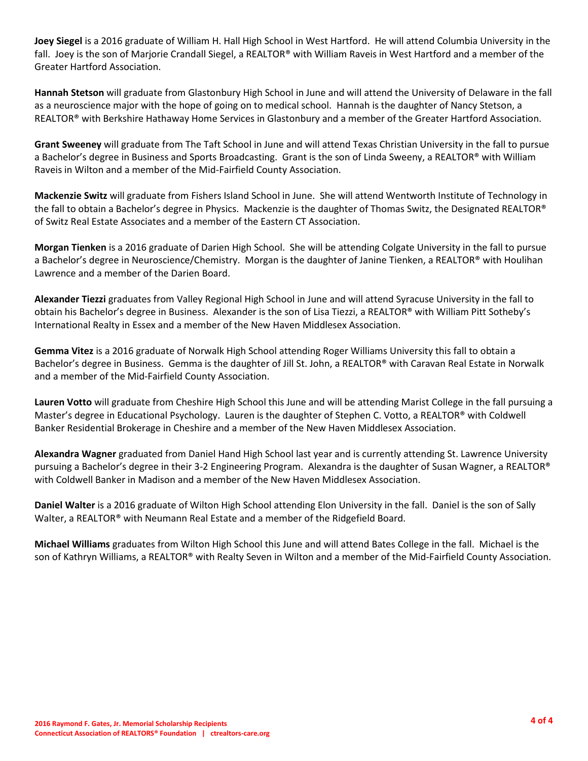**Joey Siegel** is a 2016 graduate of William H. Hall High School in West Hartford. He will attend Columbia University in the fall. Joey is the son of Marjorie Crandall Siegel, a REALTOR® with William Raveis in West Hartford and a member of the Greater Hartford Association.

**Hannah Stetson** will graduate from Glastonbury High School in June and will attend the University of Delaware in the fall as a neuroscience major with the hope of going on to medical school. Hannah is the daughter of Nancy Stetson, a REALTOR® with Berkshire Hathaway Home Services in Glastonbury and a member of the Greater Hartford Association.

**Grant Sweeney** will graduate from The Taft School in June and will attend Texas Christian University in the fall to pursue a Bachelor's degree in Business and Sports Broadcasting. Grant is the son of Linda Sweeny, a REALTOR® with William Raveis in Wilton and a member of the Mid-Fairfield County Association.

**Mackenzie Switz** will graduate from Fishers Island School in June. She will attend Wentworth Institute of Technology in the fall to obtain a Bachelor's degree in Physics. Mackenzie is the daughter of Thomas Switz, the Designated REALTOR® of Switz Real Estate Associates and a member of the Eastern CT Association.

**Morgan Tienken** is a 2016 graduate of Darien High School. She will be attending Colgate University in the fall to pursue a Bachelor's degree in Neuroscience/Chemistry. Morgan is the daughter of Janine Tienken, a REALTOR® with Houlihan Lawrence and a member of the Darien Board.

**Alexander Tiezzi** graduates from Valley Regional High School in June and will attend Syracuse University in the fall to obtain his Bachelor's degree in Business. Alexander is the son of Lisa Tiezzi, a REALTOR® with William Pitt Sotheby's International Realty in Essex and a member of the New Haven Middlesex Association.

**Gemma Vitez** is a 2016 graduate of Norwalk High School attending Roger Williams University this fall to obtain a Bachelor's degree in Business. Gemma is the daughter of Jill St. John, a REALTOR® with Caravan Real Estate in Norwalk and a member of the Mid-Fairfield County Association.

**Lauren Votto** will graduate from Cheshire High School this June and will be attending Marist College in the fall pursuing a Master's degree in Educational Psychology. Lauren is the daughter of Stephen C. Votto, a REALTOR® with Coldwell Banker Residential Brokerage in Cheshire and a member of the New Haven Middlesex Association.

**Alexandra Wagner** graduated from Daniel Hand High School last year and is currently attending St. Lawrence University pursuing a Bachelor's degree in their 3-2 Engineering Program. Alexandra is the daughter of Susan Wagner, a REALTOR® with Coldwell Banker in Madison and a member of the New Haven Middlesex Association.

**Daniel Walter** is a 2016 graduate of Wilton High School attending Elon University in the fall. Daniel is the son of Sally Walter, a REALTOR® with Neumann Real Estate and a member of the Ridgefield Board.

**Michael Williams** graduates from Wilton High School this June and will attend Bates College in the fall. Michael is the son of Kathryn Williams, a REALTOR® with Realty Seven in Wilton and a member of the Mid-Fairfield County Association.